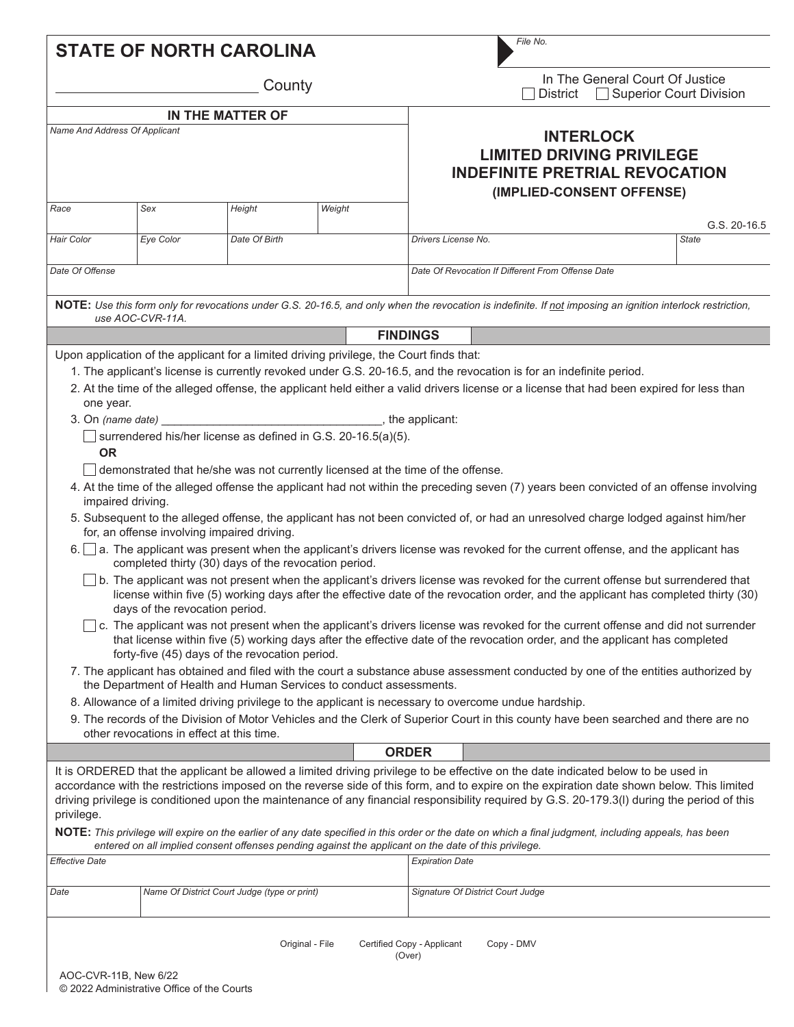**STATE OF NORTH CAROLINA**

_________________________ County

File No.

In The General Court Of Justice
☐ District ☐ Superior Court Division

**IN THE MATTER OF**

*Name And Address Of Applicant*

# INTERLOCK LIMITED DRIVING PRIVILEGE INDEFINITE PRETRIAL REVOCATION

**(IMPLIED-CONSENT OFFENSE)**

G.S. 20-16.5

| *Race* | *Sex* | *Height* | *Weight* |
|---|---|---|---|
| | | | |

| *Hair Color* | *Eye Color* | *Date Of Birth* | *Drivers License No.* | *State* |
|---|---|---|---|---|
| | | | | |

| *Date Of Offense* | *Date Of Revocation If Different From Offense Date* |
|---|---|
| | |

**NOTE:** *Use this form only for revocations under G.S. 20-16.5, and only when the revocation is indefinite. If not imposing an ignition interlock restriction, use AOC-CVR-11A.*

## FINDINGS

Upon application of the applicant for a limited driving privilege, the Court finds that:

1. The applicant's license is currently revoked under G.S. 20-16.5, and the revocation is for an indefinite period.
2. At the time of the alleged offense, the applicant held either a valid drivers license or a license that had been expired for less than one year.
3. On *(name date)* ___________________________________, the applicant:
   ☐ surrendered his/her license as defined in G.S. 20-16.5(a)(5).
   **OR**
   ☐ demonstrated that he/she was not currently licensed at the time of the offense.
4. At the time of the alleged offense the applicant had not within the preceding seven (7) years been convicted of an offense involving impaired driving.
5. Subsequent to the alleged offense, the applicant has not been convicted of, or had an unresolved charge lodged against him/her for, an offense involving impaired driving.
6. ☐ a. The applicant was present when the applicant's drivers license was revoked for the current offense, and the applicant has completed thirty (30) days of the revocation period.
   ☐ b. The applicant was not present when the applicant's drivers license was revoked for the current offense but surrendered that license within five (5) working days after the effective date of the revocation order, and the applicant has completed thirty (30) days of the revocation period.
   ☐ c. The applicant was not present when the applicant's drivers license was revoked for the current offense and did not surrender that license within five (5) working days after the effective date of the revocation order, and the applicant has completed forty-five (45) days of the revocation period.
7. The applicant has obtained and filed with the court a substance abuse assessment conducted by one of the entities authorized by the Department of Health and Human Services to conduct assessments.
8. Allowance of a limited driving privilege to the applicant is necessary to overcome undue hardship.
9. The records of the Division of Motor Vehicles and the Clerk of Superior Court in this county have been searched and there are no other revocations in effect at this time.

## ORDER

It is ORDERED that the applicant be allowed a limited driving privilege to be effective on the date indicated below to be used in accordance with the restrictions imposed on the reverse side of this form, and to expire on the expiration date shown below. This limited driving privilege is conditioned upon the maintenance of any financial responsibility required by G.S. 20-179.3(l) during the period of this privilege.

**NOTE:** *This privilege will expire on the earlier of any date specified in this order or the date on which a final judgment, including appeals, has been entered on all implied consent offenses pending against the applicant on the date of this privilege.*

| *Effective Date* | *Expiration Date* |
|---|---|
| | |

| *Date* | *Name Of District Court Judge (type or print)* | *Signature Of District Court Judge* |
|---|---|---|
| | | |

Original - File Certified Copy - Applicant Copy - DMV

(Over)

AOC-CVR-11B, New 6/22
© 2022 Administrative Office of the Courts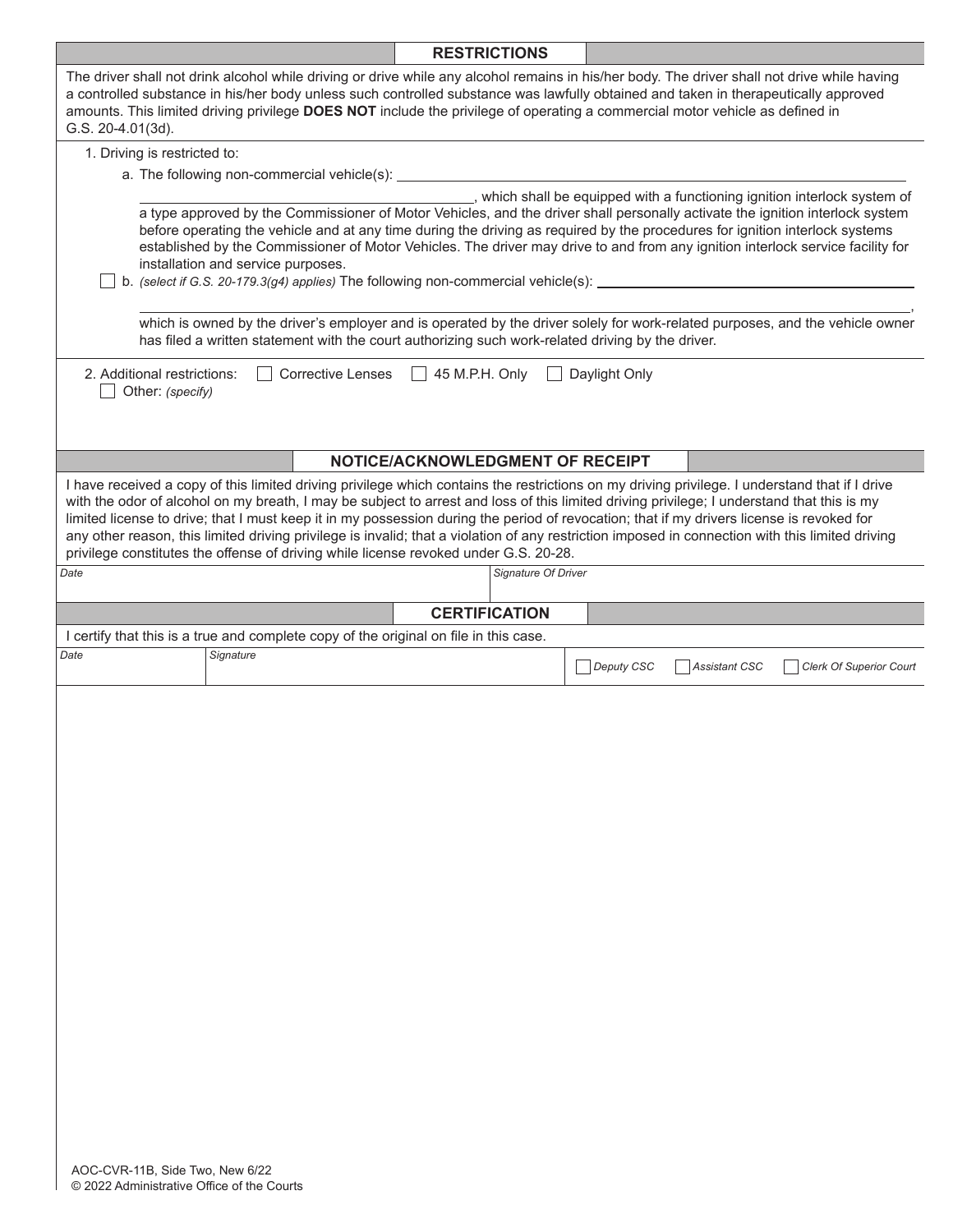## RESTRICTIONS

The driver shall not drink alcohol while driving or drive while any alcohol remains in his/her body. The driver shall not drive while having a controlled substance in his/her body unless such controlled substance was lawfully obtained and taken in therapeutically approved amounts. This limited driving privilege **DOES NOT** include the privilege of operating a commercial motor vehicle as defined in G.S. 20-4.01(3d).

1. Driving is restricted to:

   a. The following non-commercial vehicle(s): ______________________________

   ______________________________, which shall be equipped with a functioning ignition interlock system of a type approved by the Commissioner of Motor Vehicles, and the driver shall personally activate the ignition interlock system before operating the vehicle and at any time during the driving as required by the procedures for ignition interlock systems established by the Commissioner of Motor Vehicles. The driver may drive to and from any ignition interlock service facility for installation and service purposes.

   ☐ b. *(select if G.S. 20-179.3(g4) applies)* The following non-commercial vehicle(s): ______________________________

   ______________________________, which is owned by the driver's employer and is operated by the driver solely for work-related purposes, and the vehicle owner has filed a written statement with the court authorizing such work-related driving by the driver.

2. Additional restrictions: ☐ Corrective Lenses ☐ 45 M.P.H. Only ☐ Daylight Only

   ☐ Other: *(specify)*

## NOTICE/ACKNOWLEDGMENT OF RECEIPT

I have received a copy of this limited driving privilege which contains the restrictions on my driving privilege. I understand that if I drive with the odor of alcohol on my breath, I may be subject to arrest and loss of this limited driving privilege; I understand that this is my limited license to drive; that I must keep it in my possession during the period of revocation; that if my drivers license is revoked for any other reason, this limited driving privilege is invalid; that a violation of any restriction imposed in connection with this limited driving privilege constitutes the offense of driving while license revoked under G.S. 20-28.

| *Date* | *Signature Of Driver* |
|---|---|
| | |

## CERTIFICATION

I certify that this is a true and complete copy of the original on file in this case.

| *Date* | *Signature* | |
|---|---|---|
| | | ☐ *Deputy CSC* ☐ *Assistant CSC* ☐ *Clerk Of Superior Court* |

AOC-CVR-11B, Side Two, New 6/22
© 2022 Administrative Office of the Courts